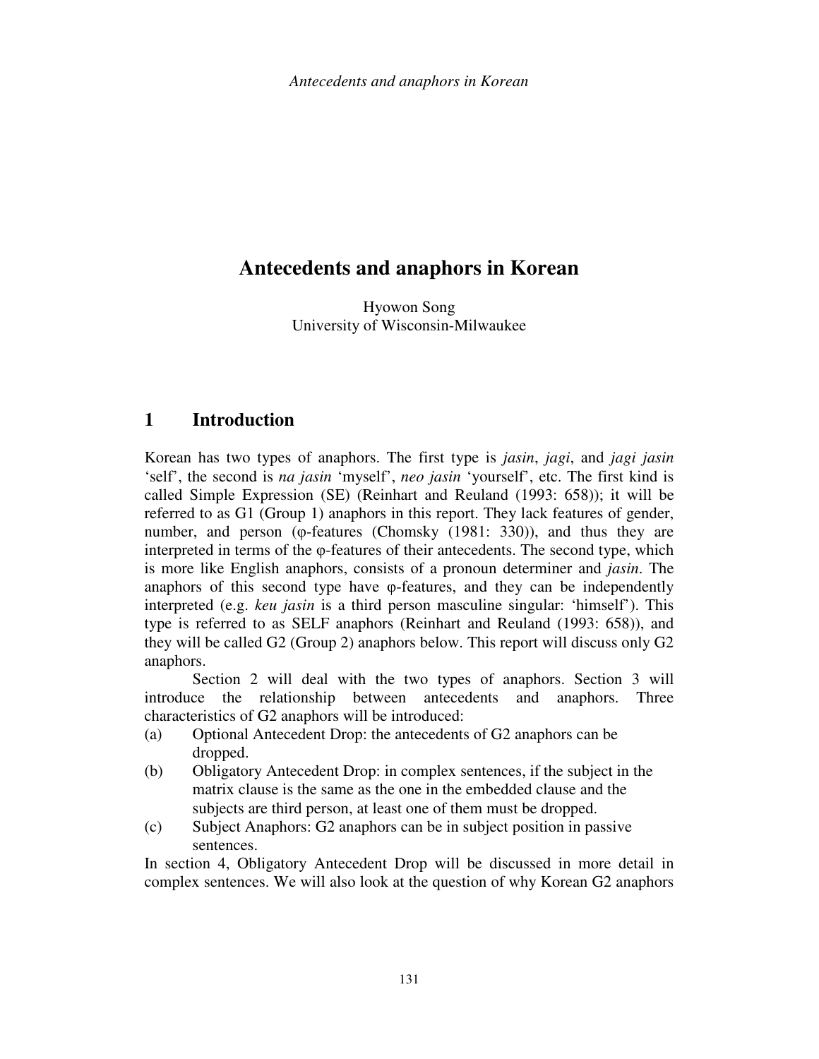# Antecedents and anaphors in Korean

Hyowon Song
University of Wisconsin-Milwaukee

## 1 Introduction

Korean has two types of anaphors. The first type is *jasin*, *jagi*, and *jagi jasin* 'self', the second is *na jasin* 'myself', *neo jasin* 'yourself', etc. The first kind is called Simple Expression (SE) (Reinhart and Reuland (1993: 658)); it will be referred to as G1 (Group 1) anaphors in this report. They lack features of gender, number, and person (φ-features (Chomsky (1981: 330)), and thus they are interpreted in terms of the φ-features of their antecedents. The second type, which is more like English anaphors, consists of a pronoun determiner and *jasin*. The anaphors of this second type have φ-features, and they can be independently interpreted (e.g. *keu jasin* is a third person masculine singular: 'himself'). This type is referred to as SELF anaphors (Reinhart and Reuland (1993: 658)), and they will be called G2 (Group 2) anaphors below. This report will discuss only G2 anaphors.

Section 2 will deal with the two types of anaphors. Section 3 will introduce the relationship between antecedents and anaphors. Three characteristics of G2 anaphors will be introduced:

(a) Optional Antecedent Drop: the antecedents of G2 anaphors can be dropped.

(b) Obligatory Antecedent Drop: in complex sentences, if the subject in the matrix clause is the same as the one in the embedded clause and the subjects are third person, at least one of them must be dropped.

(c) Subject Anaphors: G2 anaphors can be in subject position in passive sentences.

In section 4, Obligatory Antecedent Drop will be discussed in more detail in complex sentences. We will also look at the question of why Korean G2 anaphors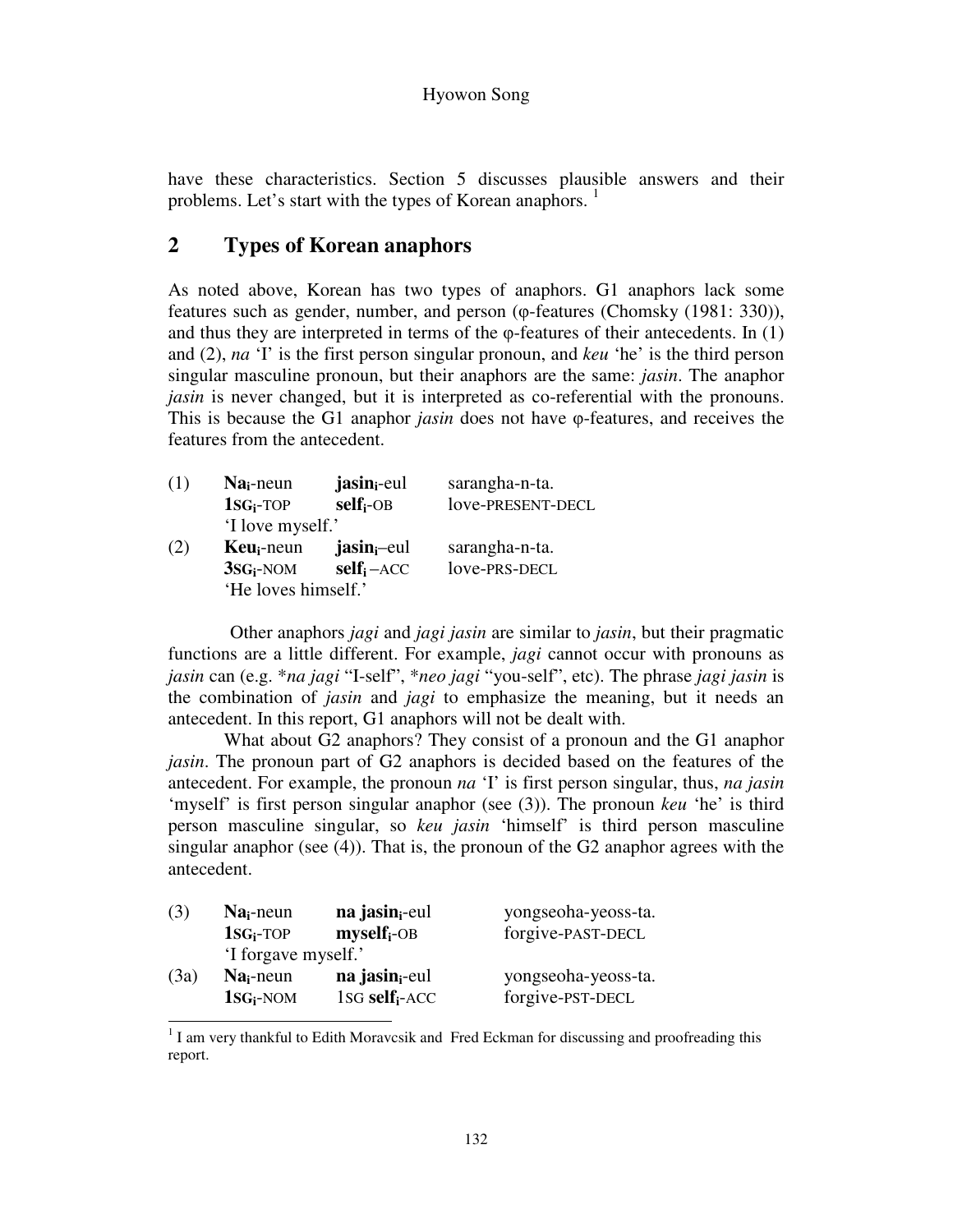have these characteristics. Section 5 discusses plausible answers and their problems. Let's start with the types of Korean anaphors. [1]

## 2 Types of Korean anaphors

As noted above, Korean has two types of anaphors. G1 anaphors lack some features such as gender, number, and person (φ-features (Chomsky (1981: 330)), and thus they are interpreted in terms of the φ-features of their antecedents. In (1) and (2), *na* 'I' is the first person singular pronoun, and *keu* 'he' is the third person singular masculine pronoun, but their anaphors are the same: *jasin*. The anaphor *jasin* is never changed, but it is interpreted as co-referential with the pronouns. This is because the G1 anaphor *jasin* does not have φ-features, and receives the features from the antecedent.

| | | | |
|---|---|---|---|
| (1) | **Na$_i$**-neun | **jasin$_i$**-eul | sarangha-n-ta. |
| | **1SG$_i$**-TOP | **self$_i$**-OB | love-PRESENT-DECL |
| | 'I love myself.' | | |
| (2) | **Keu$_i$**-neun | **jasin$_i$**–eul | sarangha-n-ta. |
| | **3SG$_i$**-NOM | **self$_i$** –ACC | love-PRS-DECL |
| | 'He loves himself.' | | |

Other anaphors *jagi* and *jagi jasin* are similar to *jasin*, but their pragmatic functions are a little different. For example, *jagi* cannot occur with pronouns as *jasin* can (e.g. *\*na jagi* "I-self", *\*neo jagi* "you-self", etc). The phrase *jagi jasin* is the combination of *jasin* and *jagi* to emphasize the meaning, but it needs an antecedent. In this report, G1 anaphors will not be dealt with.

What about G2 anaphors? They consist of a pronoun and the G1 anaphor *jasin*. The pronoun part of G2 anaphors is decided based on the features of the antecedent. For example, the pronoun *na* 'I' is first person singular, thus, *na jasin* 'myself' is first person singular anaphor (see (3)). The pronoun *keu* 'he' is third person masculine singular, so *keu jasin* 'himself' is third person masculine singular anaphor (see (4)). That is, the pronoun of the G2 anaphor agrees with the antecedent.

| | | | |
|---|---|---|---|
| (3) | **Na$_i$**-neun | **na jasin$_i$**-eul | yongseoha-yeoss-ta. |
| | **1SG$_i$**-TOP | **myself$_i$**-OB | forgive-PAST-DECL |
| | 'I forgave myself.' | | |
| (3a) | **Na$_i$**-neun | **na jasin$_i$**-eul | yongseoha-yeoss-ta. |
| | **1SG$_i$**-NOM | 1SG **self$_i$**-ACC | forgive-PST-DECL |

[1] I am very thankful to Edith Moravcsik and Fred Eckman for discussing and proofreading this report.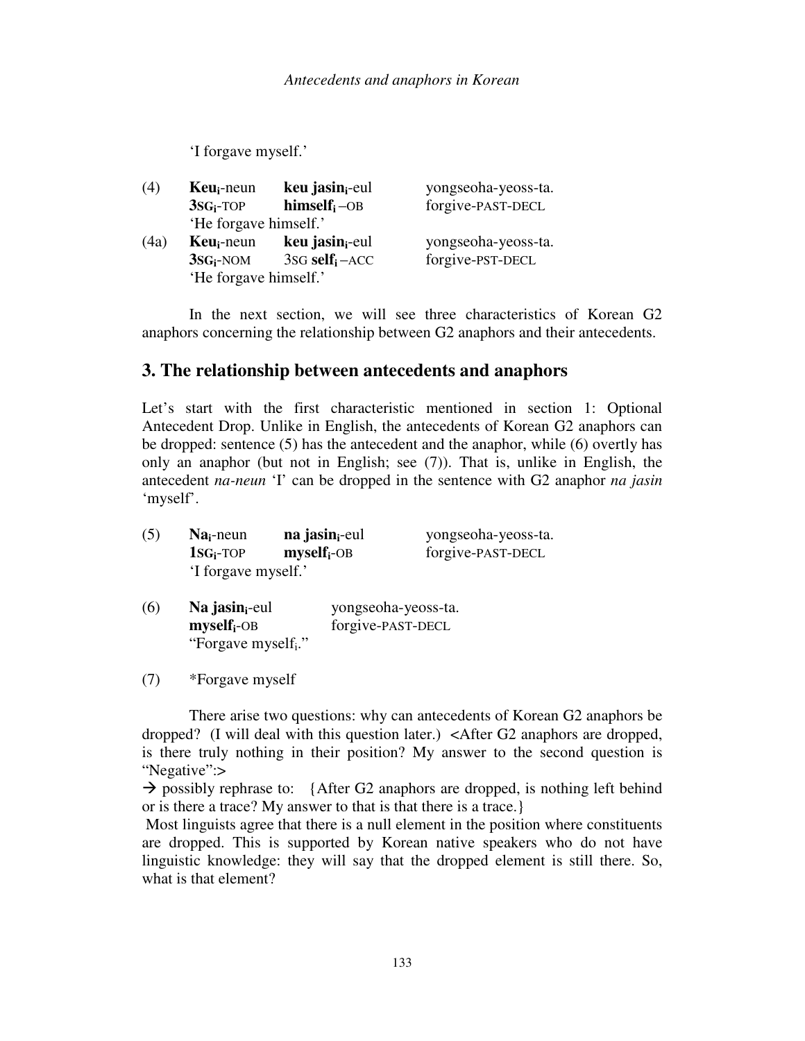'I forgave myself.'

(4) **Keu$_i$**-neun **keu jasin$_i$**-eul yongseoha-yeoss-ta.
**3SG$_i$**-TOP **himself$_i$** –OB forgive-PAST-DECL
'He forgave himself.'

(4a) **Keu$_i$**-neun **keu jasin$_i$**-eul yongseoha-yeoss-ta.
**3SG$_i$**-NOM 3SG **self$_i$** –ACC forgive-PST-DECL
'He forgave himself.'

In the next section, we will see three characteristics of Korean G2 anaphors concerning the relationship between G2 anaphors and their antecedents.

## 3. The relationship between antecedents and anaphors

Let's start with the first characteristic mentioned in section 1: Optional Antecedent Drop. Unlike in English, the antecedents of Korean G2 anaphors can be dropped: sentence (5) has the antecedent and the anaphor, while (6) overtly has only an anaphor (but not in English; see (7)). That is, unlike in English, the antecedent *na-neun* 'I' can be dropped in the sentence with G2 anaphor *na jasin* 'myself'.

(5) **Na$_i$**-neun **na jasin$_i$**-eul yongseoha-yeoss-ta.
**1SG$_i$**-TOP **myself$_i$**-OB forgive-PAST-DECL
'I forgave myself.'

(6) **Na jasin$_i$**-eul yongseoha-yeoss-ta.
**myself$_i$**-OB forgive-PAST-DECL
"Forgave myself$_i$."

(7) *Forgave myself

There arise two questions: why can antecedents of Korean G2 anaphors be dropped? (I will deal with this question later.) <After G2 anaphors are dropped, is there truly nothing in their position? My answer to the second question is "Negative":>
→ possibly rephrase to: {After G2 anaphors are dropped, is nothing left behind or is there a trace? My answer to that is that there is a trace.}
Most linguists agree that there is a null element in the position where constituents are dropped. This is supported by Korean native speakers who do not have linguistic knowledge: they will say that the dropped element is still there. So, what is that element?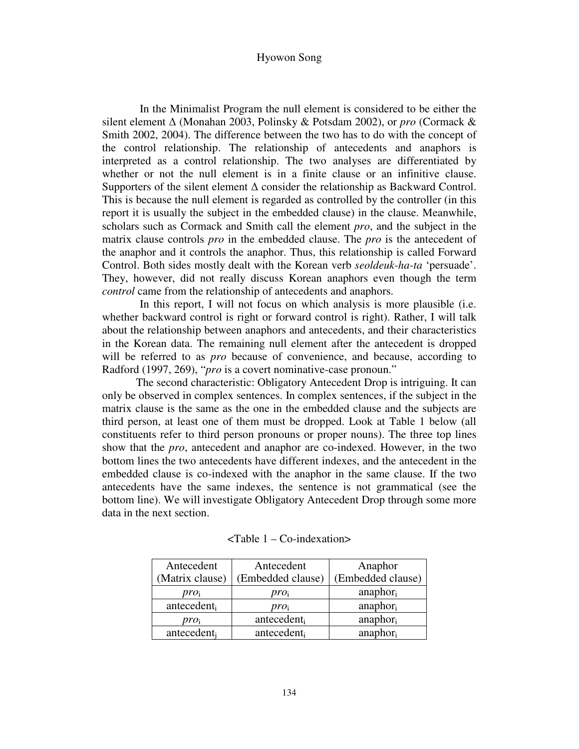In the Minimalist Program the null element is considered to be either the silent element Δ (Monahan 2003, Polinsky & Potsdam 2002), or *pro* (Cormack & Smith 2002, 2004). The difference between the two has to do with the concept of the control relationship. The relationship of antecedents and anaphors is interpreted as a control relationship. The two analyses are differentiated by whether or not the null element is in a finite clause or an infinitive clause. Supporters of the silent element Δ consider the relationship as Backward Control. This is because the null element is regarded as controlled by the controller (in this report it is usually the subject in the embedded clause) in the clause. Meanwhile, scholars such as Cormack and Smith call the element *pro*, and the subject in the matrix clause controls *pro* in the embedded clause. The *pro* is the antecedent of the anaphor and it controls the anaphor. Thus, this relationship is called Forward Control. Both sides mostly dealt with the Korean verb *seoldeuk-ha-ta* 'persuade'. They, however, did not really discuss Korean anaphors even though the term *control* came from the relationship of antecedents and anaphors.

In this report, I will not focus on which analysis is more plausible (i.e. whether backward control is right or forward control is right). Rather, I will talk about the relationship between anaphors and antecedents, and their characteristics in the Korean data. The remaining null element after the antecedent is dropped will be referred to as *pro* because of convenience, and because, according to Radford (1997, 269), "*pro* is a covert nominative-case pronoun."

The second characteristic: Obligatory Antecedent Drop is intriguing. It can only be observed in complex sentences. In complex sentences, if the subject in the matrix clause is the same as the one in the embedded clause and the subjects are third person, at least one of them must be dropped. Look at Table 1 below (all constituents refer to third person pronouns or proper nouns). The three top lines show that the *pro*, antecedent and anaphor are co-indexed. However, in the two bottom lines the two antecedents have different indexes, and the antecedent in the embedded clause is co-indexed with the anaphor in the same clause. If the two antecedents have the same indexes, the sentence is not grammatical (see the bottom line). We will investigate Obligatory Antecedent Drop through some more data in the next section.

<Table 1 – Co-indexation>

| Antecedent (Matrix clause) | Antecedent (Embedded clause) | Anaphor (Embedded clause) |
|---|---|---|
| $pro_i$ | $pro_i$ | $\text{anaphor}_i$ |
| $\text{antecedent}_i$ | $pro_i$ | $\text{anaphor}_i$ |
| $pro_i$ | $\text{antecedent}_i$ | $\text{anaphor}_i$ |
| $\text{antecedent}_j$ | $\text{antecedent}_i$ | $\text{anaphor}_i$ |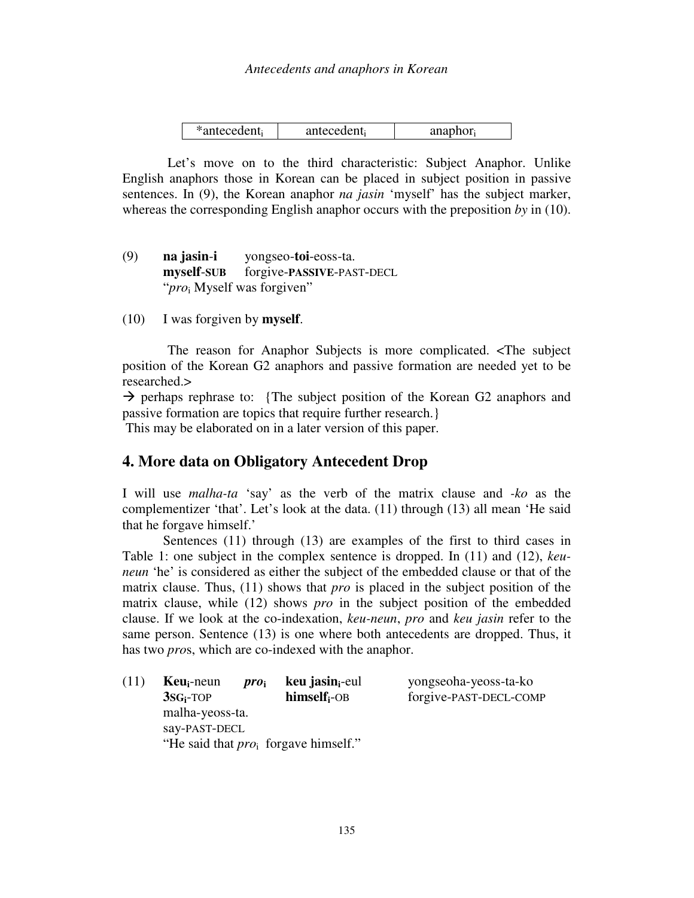| *antecedent$_i$ | antecedent$_i$ | anaphor$_i$ |
|---|---|---|

Let's move on to the third characteristic: Subject Anaphor. Unlike English anaphors those in Korean can be placed in subject position in passive sentences. In (9), the Korean anaphor *na jasin* 'myself' has the subject marker, whereas the corresponding English anaphor occurs with the preposition *by* in (10).

(9) **na jasin-i** yongseo-**toi**-eoss-ta.
**myself-SUB** forgive-**PASSIVE**-PAST-DECL
"*pro*$_i$ Myself was forgiven"

(10) I was forgiven by **myself**.

The reason for Anaphor Subjects is more complicated. <The subject position of the Korean G2 anaphors and passive formation are needed yet to be researched.>
→ perhaps rephrase to: {The subject position of the Korean G2 anaphors and passive formation are topics that require further research.}
This may be elaborated on in a later version of this paper.

## 4. More data on Obligatory Antecedent Drop

I will use *malha-ta* 'say' as the verb of the matrix clause and *-ko* as the complementizer 'that'. Let's look at the data. (11) through (13) all mean 'He said that he forgave himself.'

Sentences (11) through (13) are examples of the first to third cases in Table 1: one subject in the complex sentence is dropped. In (11) and (12), *keu-neun* 'he' is considered as either the subject of the embedded clause or that of the matrix clause. Thus, (11) shows that *pro* is placed in the subject position of the matrix clause, while (12) shows *pro* in the subject position of the embedded clause. If we look at the co-indexation, *keu-neun*, *pro* and *keu jasin* refer to the same person. Sentence (13) is one where both antecedents are dropped. Thus, it has two *pro*s, which are co-indexed with the anaphor.

(11) **Keu$_i$**-neun ***pro*$_i$** **keu jasin$_i$**-eul yongseoha-yeoss-ta-ko
**3SG$_i$**-TOP **himself$_i$**-OB forgive-PAST-DECL-COMP
malha-yeoss-ta.
say-PAST-DECL
"He said that *pro*$_i$ forgave himself."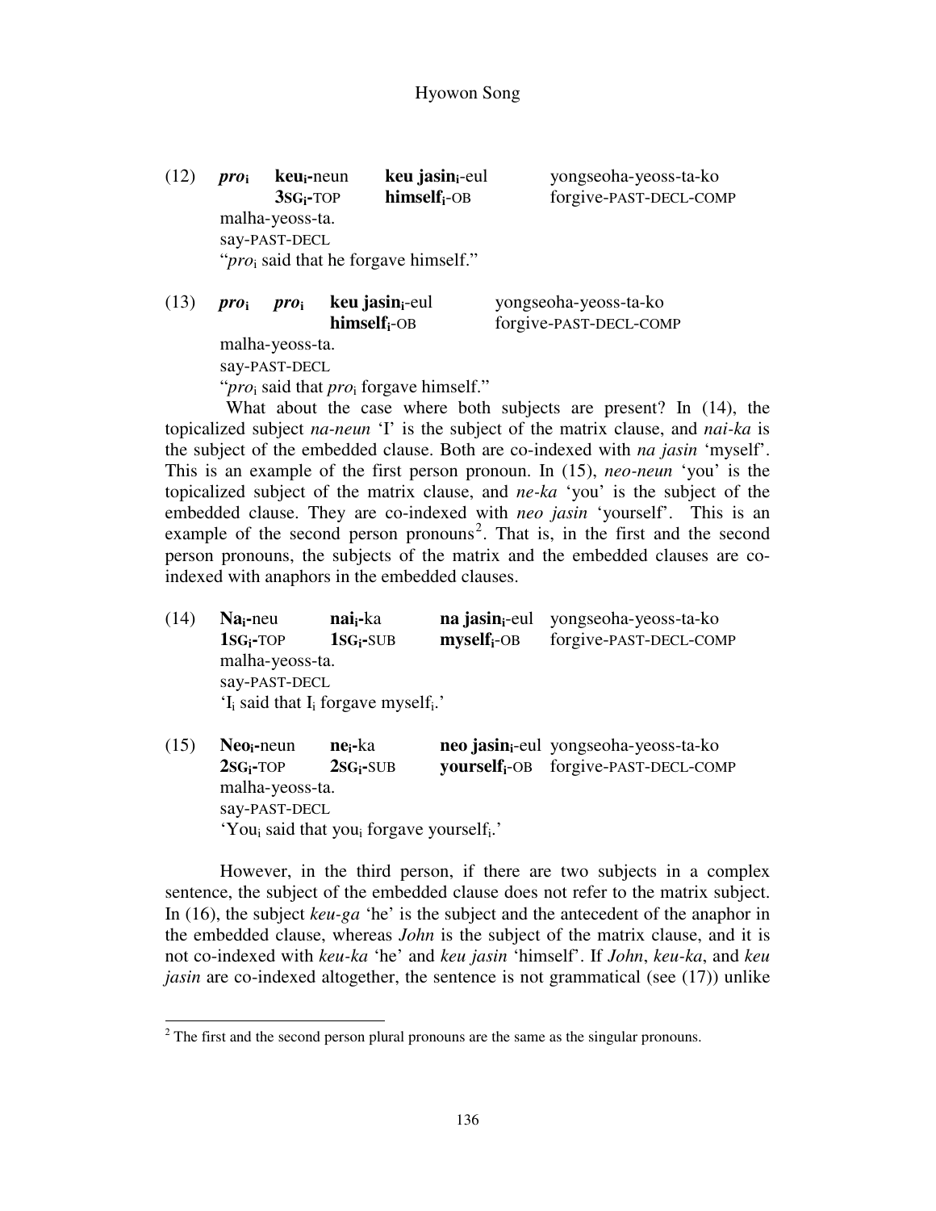(12) ***pro*ᵢ** **keuᵢ-**neun **keu jasinᵢ**-eul yongseoha-yeoss-ta-ko
**3SGᵢ-**TOP **himselfᵢ**-OB forgive-PAST-DECL-COMP
malha-yeoss-ta.
say-PAST-DECL
"*pro*ᵢ said that he forgave himself."

(13) ***pro*ᵢ** ***pro*ᵢ** **keu jasinᵢ**-eul yongseoha-yeoss-ta-ko
**himselfᵢ**-OB forgive-PAST-DECL-COMP
malha-yeoss-ta.
say-PAST-DECL
"*pro*ᵢ said that *pro*ᵢ forgave himself."

What about the case where both subjects are present? In (14), the topicalized subject *na-neun* 'I' is the subject of the matrix clause, and *nai-ka* is the subject of the embedded clause. Both are co-indexed with *na jasin* 'myself'. This is an example of the first person pronoun. In (15), *neo-neun* 'you' is the topicalized subject of the matrix clause, and *ne-ka* 'you' is the subject of the embedded clause. They are co-indexed with *neo jasin* 'yourself'. This is an example of the second person pronouns[2]. That is, in the first and the second person pronouns, the subjects of the matrix and the embedded clauses are co-indexed with anaphors in the embedded clauses.

(14) **Naᵢ-**neu **naiᵢ-**ka **na jasinᵢ**-eul yongseoha-yeoss-ta-ko
**1SGᵢ-**TOP **1SGᵢ-**SUB **myselfᵢ**-OB forgive-PAST-DECL-COMP
malha-yeoss-ta.
say-PAST-DECL
'Iᵢ said that Iᵢ forgave myselfᵢ.'

(15) **Neoᵢ**-neun **neᵢ**-ka **neo jasinᵢ**-eul yongseoha-yeoss-ta-ko
**2SGᵢ-**TOP **2SGᵢ-**SUB **yourselfᵢ**-OB forgive-PAST-DECL-COMP
malha-yeoss-ta.
say-PAST-DECL
'Youᵢ said that youᵢ forgave yourselfᵢ.'

However, in the third person, if there are two subjects in a complex sentence, the subject of the embedded clause does not refer to the matrix subject. In (16), the subject *keu-ga* 'he' is the subject and the antecedent of the anaphor in the embedded clause, whereas *John* is the subject of the matrix clause, and it is not co-indexed with *keu-ka* 'he' and *keu jasin* 'himself'. If *John*, *keu-ka*, and *keu jasin* are co-indexed altogether, the sentence is not grammatical (see (17)) unlike

[2] The first and the second person plural pronouns are the same as the singular pronouns.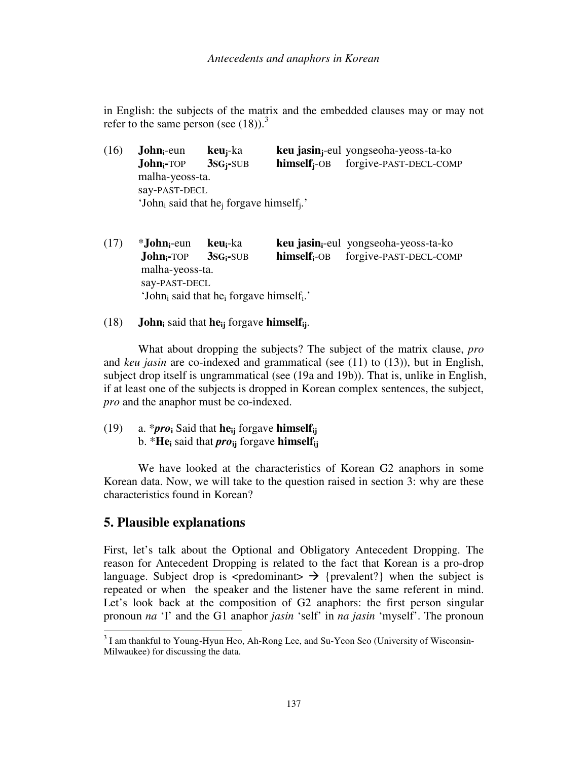in English: the subjects of the matrix and the embedded clauses may or may not refer to the same person (see (18)).[3]

(16) **John$_i$**-eun **keu$_j$**-ka **keu jasin$_j$**-eul yongseoha-yeoss-ta-ko
**John$_i$**-TOP **3SG$_j$**-SUB **himself$_j$**-OB forgive-PAST-DECL-COMP
malha-yeoss-ta.
say-PAST-DECL
'John$_i$ said that he$_j$ forgave himself$_j$.'

(17) ***John$_i$**-eun **keu$_i$**-ka **keu jasin$_i$**-eul yongseoha-yeoss-ta-ko
**John$_i$**-TOP **3SG$_i$**-SUB **himself$_i$**-OB forgive-PAST-DECL-COMP
malha-yeoss-ta.
say-PAST-DECL
'John$_i$ said that he$_i$ forgave himself$_i$.'

(18) **John$_i$** said that **he$_{ij}$** forgave **himself$_{ij}$**.

What about dropping the subjects? The subject of the matrix clause, *pro* and *keu jasin* are co-indexed and grammatical (see (11) to (13)), but in English, subject drop itself is ungrammatical (see (19a and 19b)). That is, unlike in English, if at least one of the subjects is dropped in Korean complex sentences, the subject, *pro* and the anaphor must be co-indexed.

(19) a. ****pro$_i$*** Said that **he$_{ij}$** forgave **himself$_{ij}$**
b. ***He$_i$** said that ***pro$_{ij}$*** forgave **himself$_{ij}$**

We have looked at the characteristics of Korean G2 anaphors in some Korean data. Now, we will take to the question raised in section 3: why are these characteristics found in Korean?

## 5. Plausible explanations

First, let's talk about the Optional and Obligatory Antecedent Dropping. The reason for Antecedent Dropping is related to the fact that Korean is a pro-drop language. Subject drop is <predominant> → {prevalent?} when the subject is repeated or when the speaker and the listener have the same referent in mind. Let's look back at the composition of G2 anaphors: the first person singular pronoun *na* 'I' and the G1 anaphor *jasin* 'self' in *na jasin* 'myself'. The pronoun

[3] I am thankful to Young-Hyun Heo, Ah-Rong Lee, and Su-Yeon Seo (University of Wisconsin-Milwaukee) for discussing the data.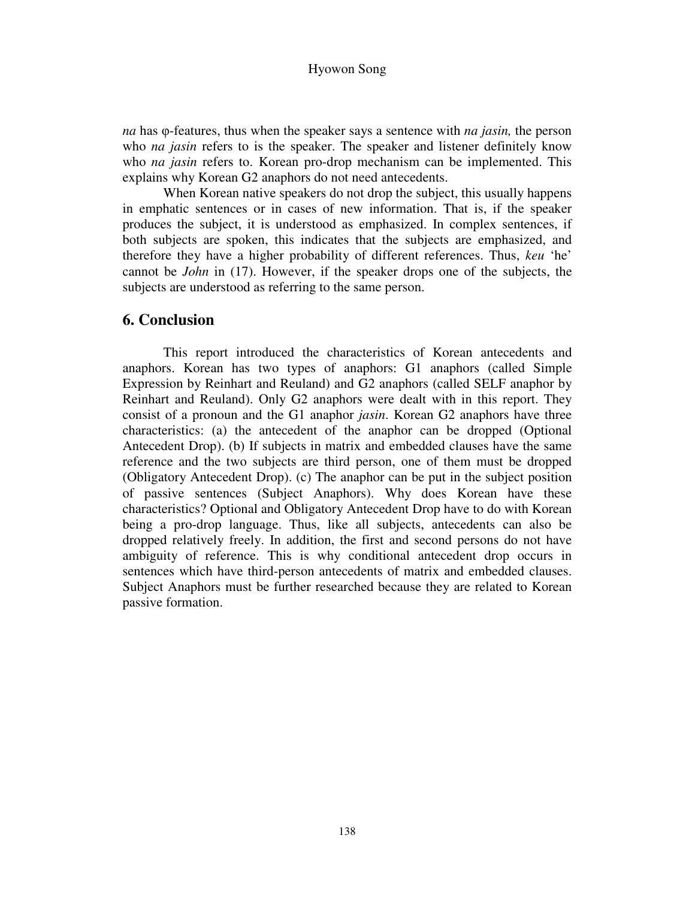*na* has φ-features, thus when the speaker says a sentence with *na jasin,* the person who *na jasin* refers to is the speaker. The speaker and listener definitely know who *na jasin* refers to. Korean pro-drop mechanism can be implemented. This explains why Korean G2 anaphors do not need antecedents.

When Korean native speakers do not drop the subject, this usually happens in emphatic sentences or in cases of new information. That is, if the speaker produces the subject, it is understood as emphasized. In complex sentences, if both subjects are spoken, this indicates that the subjects are emphasized, and therefore they have a higher probability of different references. Thus, *keu* 'he' cannot be *John* in (17). However, if the speaker drops one of the subjects, the subjects are understood as referring to the same person.

## 6. Conclusion

This report introduced the characteristics of Korean antecedents and anaphors. Korean has two types of anaphors: G1 anaphors (called Simple Expression by Reinhart and Reuland) and G2 anaphors (called SELF anaphor by Reinhart and Reuland). Only G2 anaphors were dealt with in this report. They consist of a pronoun and the G1 anaphor *jasin*. Korean G2 anaphors have three characteristics: (a) the antecedent of the anaphor can be dropped (Optional Antecedent Drop). (b) If subjects in matrix and embedded clauses have the same reference and the two subjects are third person, one of them must be dropped (Obligatory Antecedent Drop). (c) The anaphor can be put in the subject position of passive sentences (Subject Anaphors). Why does Korean have these characteristics? Optional and Obligatory Antecedent Drop have to do with Korean being a pro-drop language. Thus, like all subjects, antecedents can also be dropped relatively freely. In addition, the first and second persons do not have ambiguity of reference. This is why conditional antecedent drop occurs in sentences which have third-person antecedents of matrix and embedded clauses. Subject Anaphors must be further researched because they are related to Korean passive formation.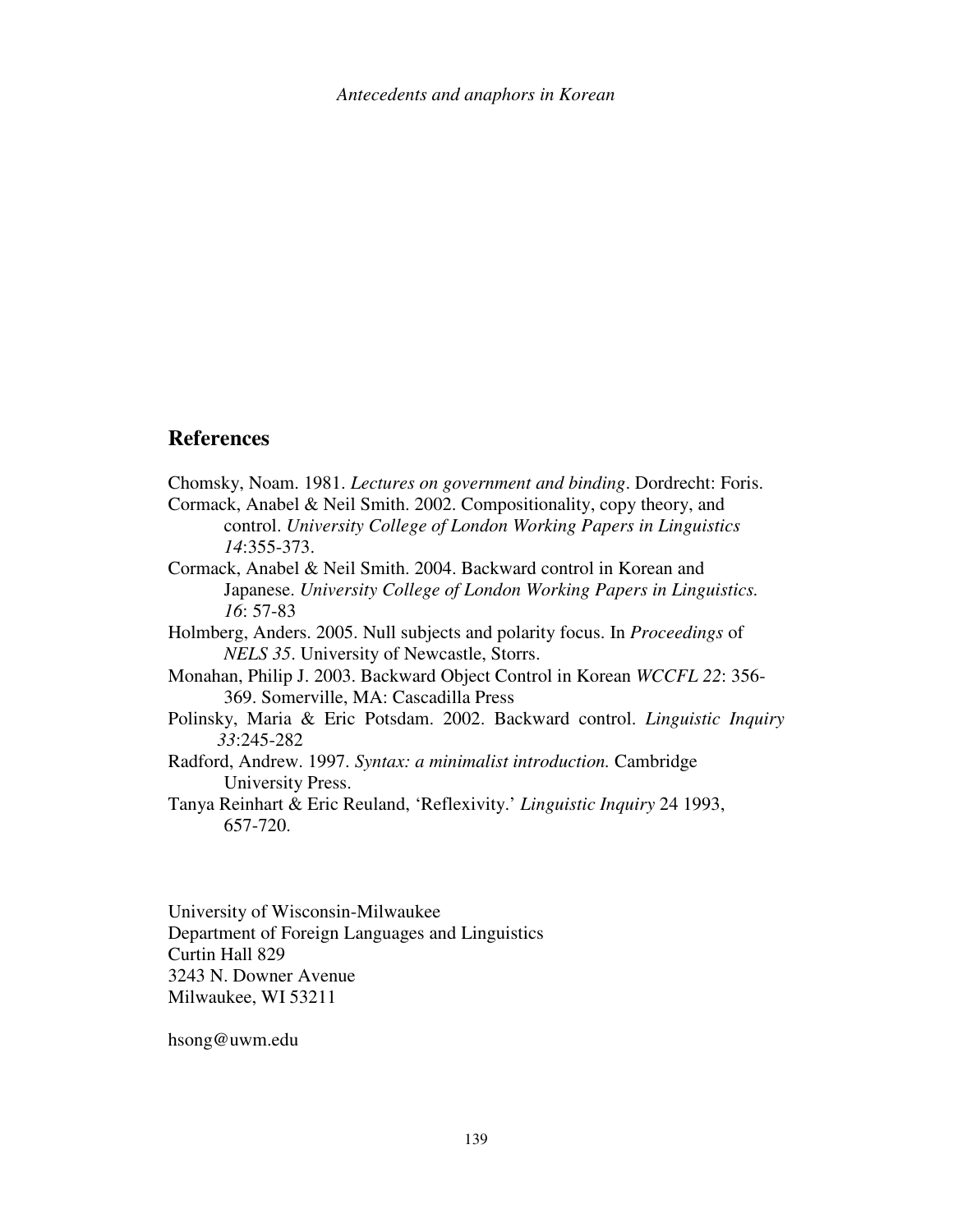## References

Chomsky, Noam. 1981. *Lectures on government and binding*. Dordrecht: Foris.

Cormack, Anabel & Neil Smith. 2002. Compositionality, copy theory, and control. *University College of London Working Papers in Linguistics 14*:355-373.

Cormack, Anabel & Neil Smith. 2004. Backward control in Korean and Japanese. *University College of London Working Papers in Linguistics. 16*: 57-83

Holmberg, Anders. 2005. Null subjects and polarity focus. In *Proceedings* of *NELS 35*. University of Newcastle, Storrs.

Monahan, Philip J. 2003. Backward Object Control in Korean *WCCFL 22*: 356-369. Somerville, MA: Cascadilla Press

Polinsky, Maria & Eric Potsdam. 2002. Backward control. *Linguistic Inquiry 33*:245-282

Radford, Andrew. 1997. *Syntax: a minimalist introduction.* Cambridge University Press.

Tanya Reinhart & Eric Reuland, 'Reflexivity.' *Linguistic Inquiry* 24 1993, 657-720.

University of Wisconsin-Milwaukee
Department of Foreign Languages and Linguistics
Curtin Hall 829
3243 N. Downer Avenue
Milwaukee, WI 53211

hsong@uwm.edu